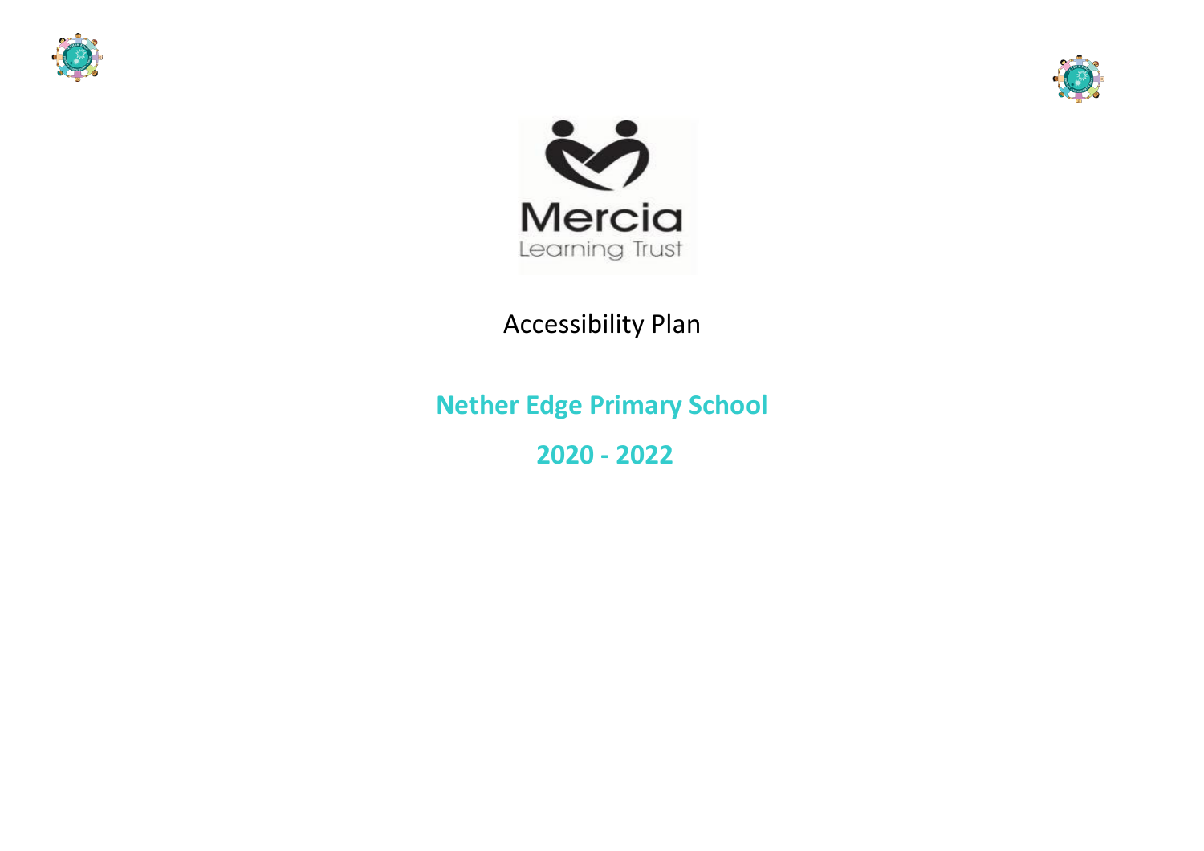Mercia Learning Trust

# Accessibility Plan

## Nether Edge Primary School

## 2020 - 2022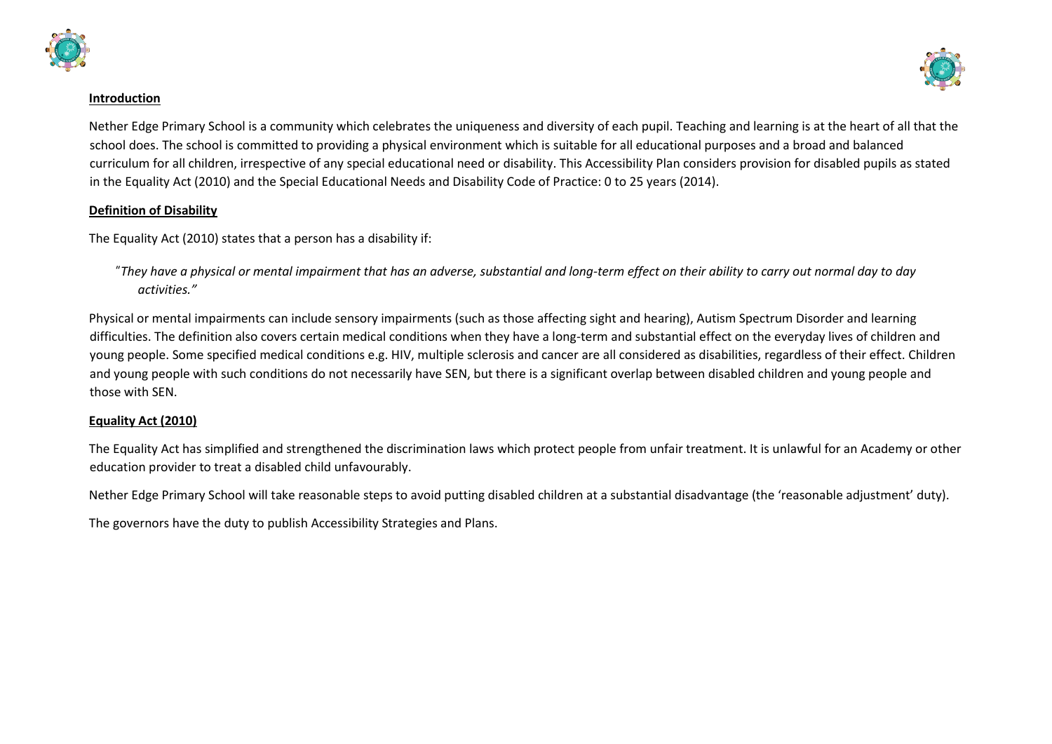## Introduction

Nether Edge Primary School is a community which celebrates the uniqueness and diversity of each pupil. Teaching and learning is at the heart of all that the school does. The school is committed to providing a physical environment which is suitable for all educational purposes and a broad and balanced curriculum for all children, irrespective of any special educational need or disability. This Accessibility Plan considers provision for disabled pupils as stated in the Equality Act (2010) and the Special Educational Needs and Disability Code of Practice: 0 to 25 years (2014).

## Definition of Disability

The Equality Act (2010) states that a person has a disability if:

> *"They have a physical or mental impairment that has an adverse, substantial and long-term effect on their ability to carry out normal day to day activities."*

Physical or mental impairments can include sensory impairments (such as those affecting sight and hearing), Autism Spectrum Disorder and learning difficulties. The definition also covers certain medical conditions when they have a long-term and substantial effect on the everyday lives of children and young people. Some specified medical conditions e.g. HIV, multiple sclerosis and cancer are all considered as disabilities, regardless of their effect. Children and young people with such conditions do not necessarily have SEN, but there is a significant overlap between disabled children and young people and those with SEN.

## Equality Act (2010)

The Equality Act has simplified and strengthened the discrimination laws which protect people from unfair treatment. It is unlawful for an Academy or other education provider to treat a disabled child unfavourably.

Nether Edge Primary School will take reasonable steps to avoid putting disabled children at a substantial disadvantage (the 'reasonable adjustment' duty).

The governors have the duty to publish Accessibility Strategies and Plans.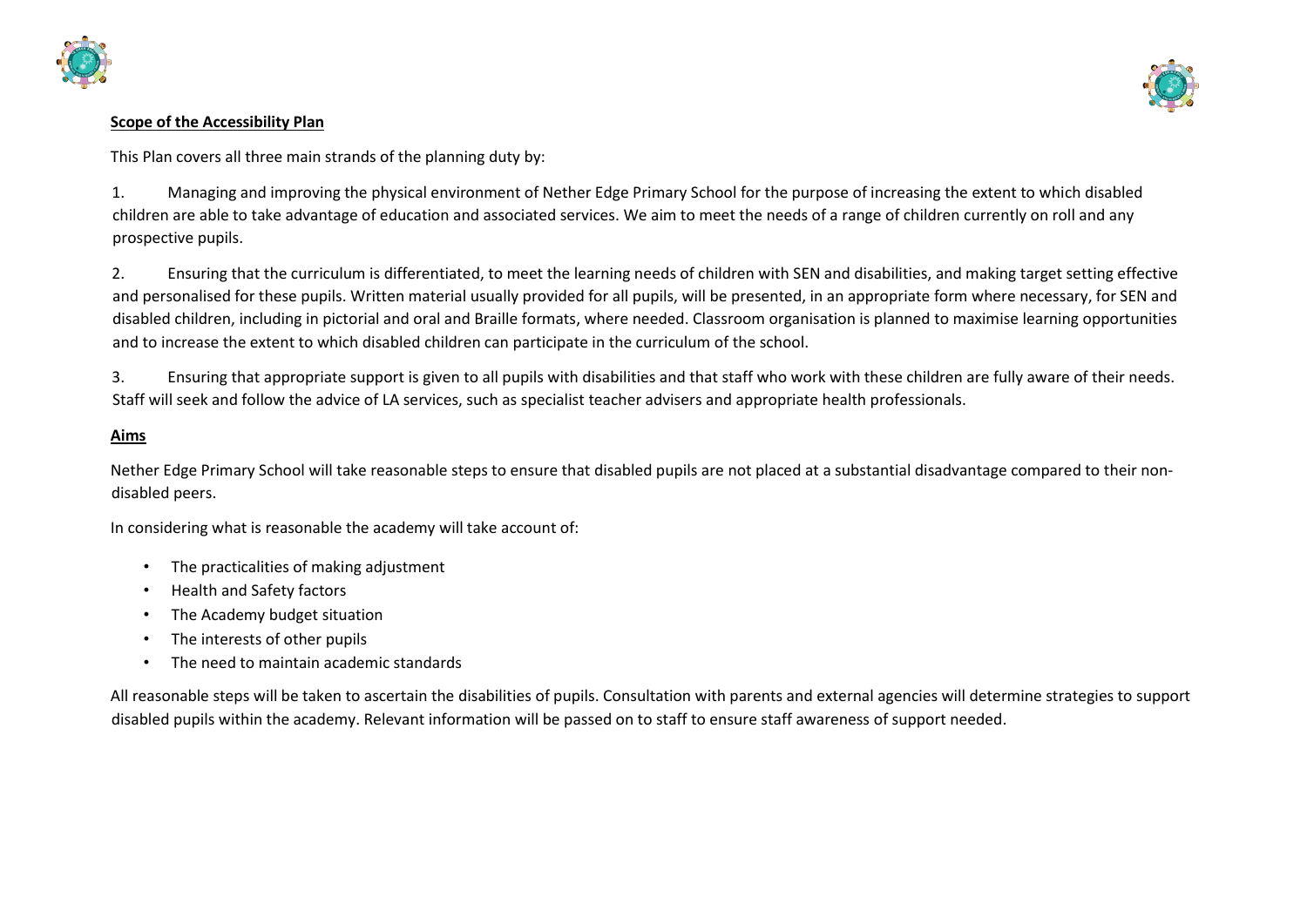**Scope of the Accessibility Plan**

This Plan covers all three main strands of the planning duty by:

1. Managing and improving the physical environment of Nether Edge Primary School for the purpose of increasing the extent to which disabled children are able to take advantage of education and associated services. We aim to meet the needs of a range of children currently on roll and any prospective pupils.

2. Ensuring that the curriculum is differentiated, to meet the learning needs of children with SEN and disabilities, and making target setting effective and personalised for these pupils. Written material usually provided for all pupils, will be presented, in an appropriate form where necessary, for SEN and disabled children, including in pictorial and oral and Braille formats, where needed. Classroom organisation is planned to maximise learning opportunities and to increase the extent to which disabled children can participate in the curriculum of the school.

3. Ensuring that appropriate support is given to all pupils with disabilities and that staff who work with these children are fully aware of their needs. Staff will seek and follow the advice of LA services, such as specialist teacher advisers and appropriate health professionals.

**Aims**

Nether Edge Primary School will take reasonable steps to ensure that disabled pupils are not placed at a substantial disadvantage compared to their non-disabled peers.

In considering what is reasonable the academy will take account of:

- The practicalities of making adjustment
- Health and Safety factors
- The Academy budget situation
- The interests of other pupils
- The need to maintain academic standards

All reasonable steps will be taken to ascertain the disabilities of pupils. Consultation with parents and external agencies will determine strategies to support disabled pupils within the academy. Relevant information will be passed on to staff to ensure staff awareness of support needed.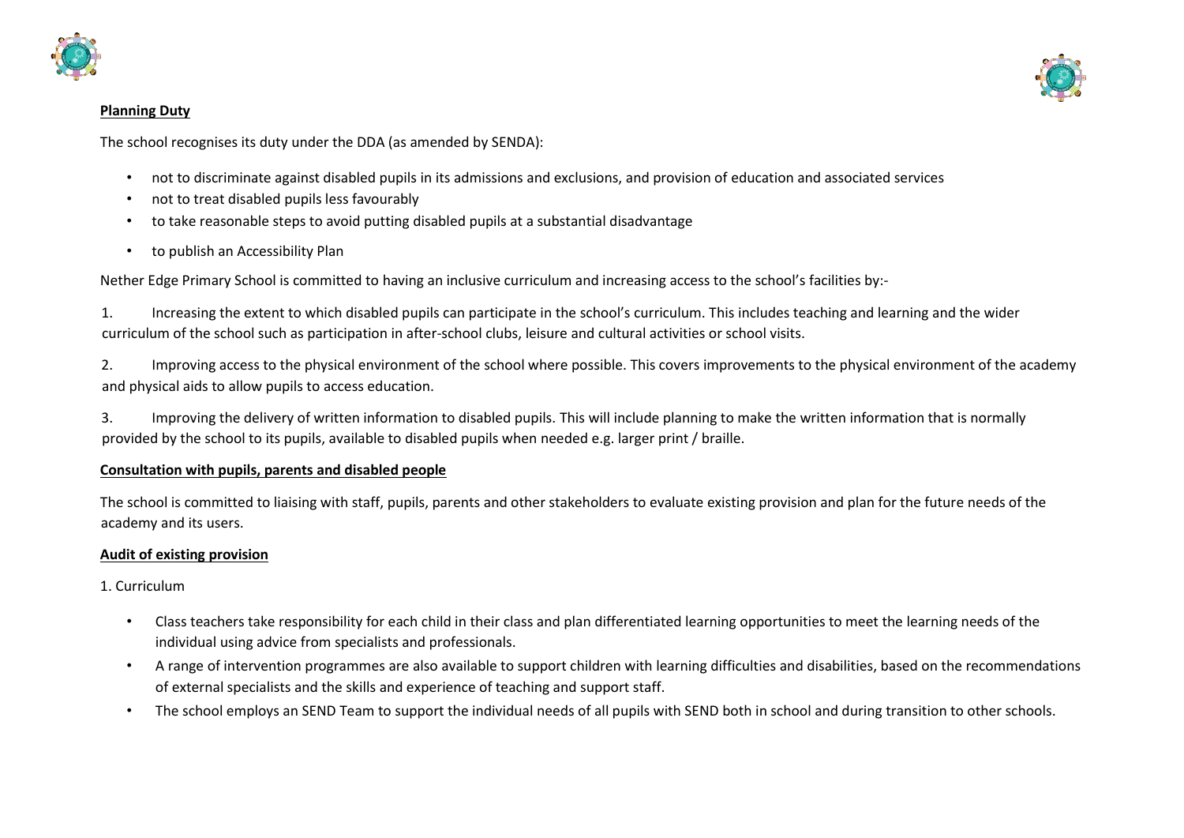**Planning Duty**

The school recognises its duty under the DDA (as amended by SENDA):

- not to discriminate against disabled pupils in its admissions and exclusions, and provision of education and associated services
- not to treat disabled pupils less favourably
- to take reasonable steps to avoid putting disabled pupils at a substantial disadvantage
- to publish an Accessibility Plan

Nether Edge Primary School is committed to having an inclusive curriculum and increasing access to the school's facilities by:-

1. Increasing the extent to which disabled pupils can participate in the school's curriculum. This includes teaching and learning and the wider curriculum of the school such as participation in after-school clubs, leisure and cultural activities or school visits.

2. Improving access to the physical environment of the school where possible. This covers improvements to the physical environment of the academy and physical aids to allow pupils to access education.

3. Improving the delivery of written information to disabled pupils. This will include planning to make the written information that is normally provided by the school to its pupils, available to disabled pupils when needed e.g. larger print / braille.

**Consultation with pupils, parents and disabled people**

The school is committed to liaising with staff, pupils, parents and other stakeholders to evaluate existing provision and plan for the future needs of the academy and its users.

**Audit of existing provision**

1. Curriculum

- Class teachers take responsibility for each child in their class and plan differentiated learning opportunities to meet the learning needs of the individual using advice from specialists and professionals.
- A range of intervention programmes are also available to support children with learning difficulties and disabilities, based on the recommendations of external specialists and the skills and experience of teaching and support staff.
- The school employs an SEND Team to support the individual needs of all pupils with SEND both in school and during transition to other schools.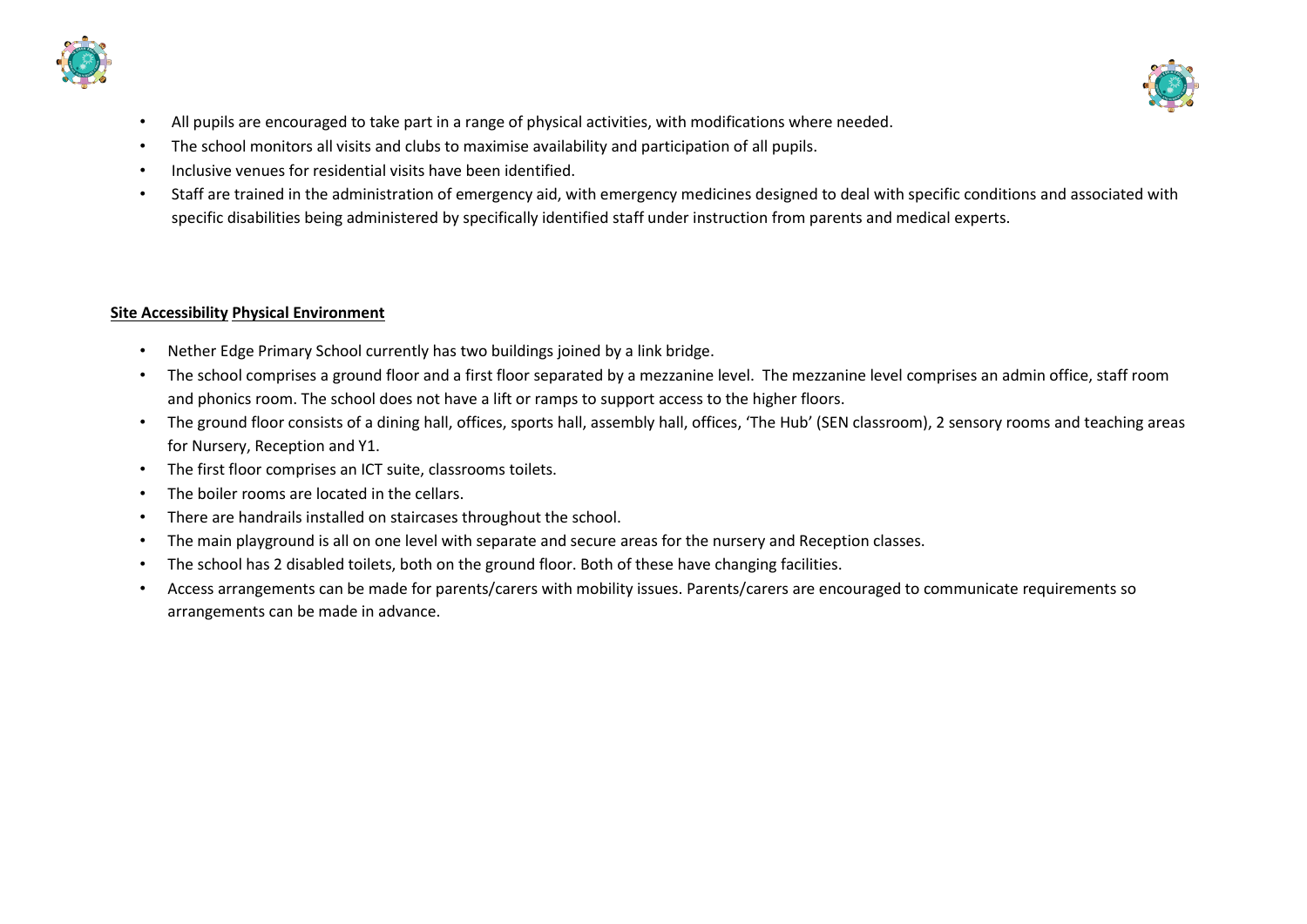- All pupils are encouraged to take part in a range of physical activities, with modifications where needed.
- The school monitors all visits and clubs to maximise availability and participation of all pupils.
- Inclusive venues for residential visits have been identified.
- Staff are trained in the administration of emergency aid, with emergency medicines designed to deal with specific conditions and associated with specific disabilities being administered by specifically identified staff under instruction from parents and medical experts.

**Site Accessibility Physical Environment**

- Nether Edge Primary School currently has two buildings joined by a link bridge.
- The school comprises a ground floor and a first floor separated by a mezzanine level. The mezzanine level comprises an admin office, staff room and phonics room. The school does not have a lift or ramps to support access to the higher floors.
- The ground floor consists of a dining hall, offices, sports hall, assembly hall, offices, 'The Hub' (SEN classroom), 2 sensory rooms and teaching areas for Nursery, Reception and Y1.
- The first floor comprises an ICT suite, classrooms toilets.
- The boiler rooms are located in the cellars.
- There are handrails installed on staircases throughout the school.
- The main playground is all on one level with separate and secure areas for the nursery and Reception classes.
- The school has 2 disabled toilets, both on the ground floor. Both of these have changing facilities.
- Access arrangements can be made for parents/carers with mobility issues. Parents/carers are encouraged to communicate requirements so arrangements can be made in advance.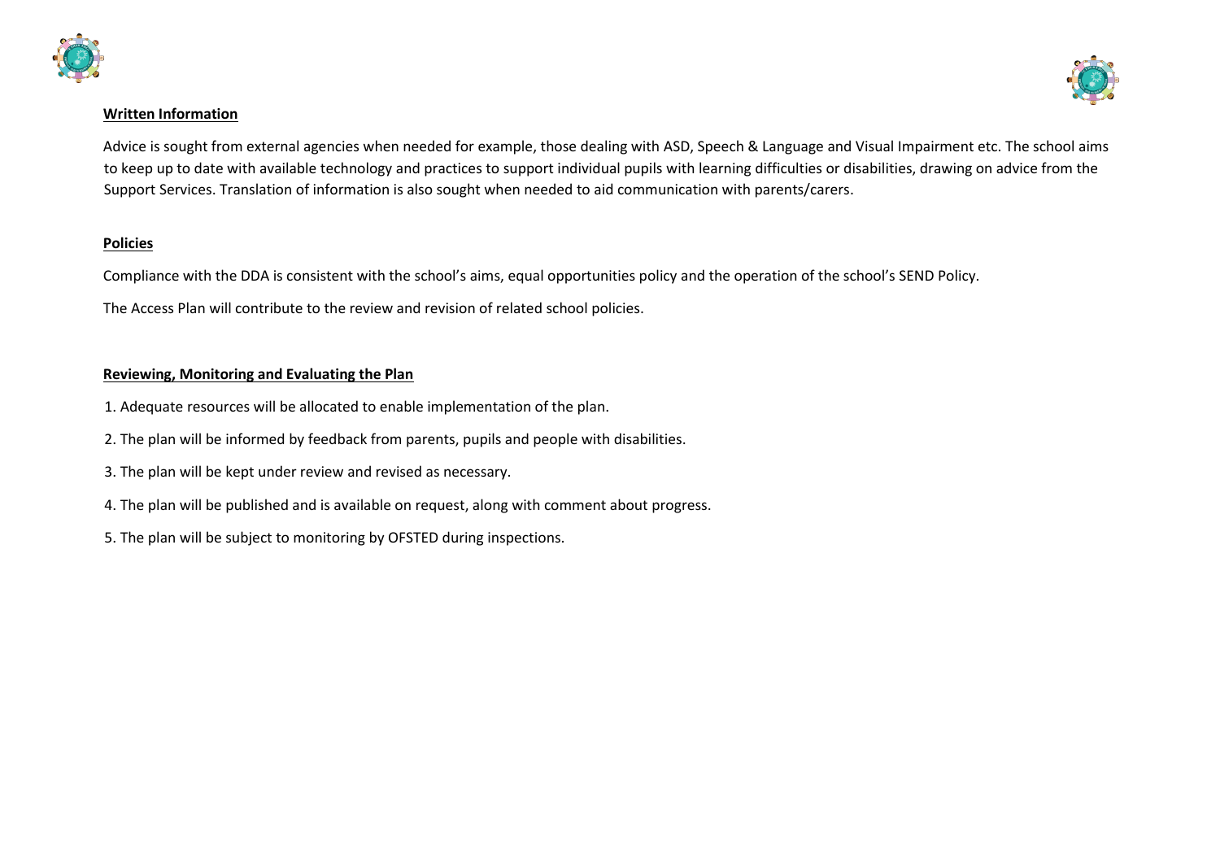**Written Information**

Advice is sought from external agencies when needed for example, those dealing with ASD, Speech & Language and Visual Impairment etc. The school aims to keep up to date with available technology and practices to support individual pupils with learning difficulties or disabilities, drawing on advice from the Support Services. Translation of information is also sought when needed to aid communication with parents/carers.

**Policies**

Compliance with the DDA is consistent with the school's aims, equal opportunities policy and the operation of the school's SEND Policy.

The Access Plan will contribute to the review and revision of related school policies.

**Reviewing, Monitoring and Evaluating the Plan**

1. Adequate resources will be allocated to enable implementation of the plan.
2. The plan will be informed by feedback from parents, pupils and people with disabilities.
3. The plan will be kept under review and revised as necessary.
4. The plan will be published and is available on request, along with comment about progress.
5. The plan will be subject to monitoring by OFSTED during inspections.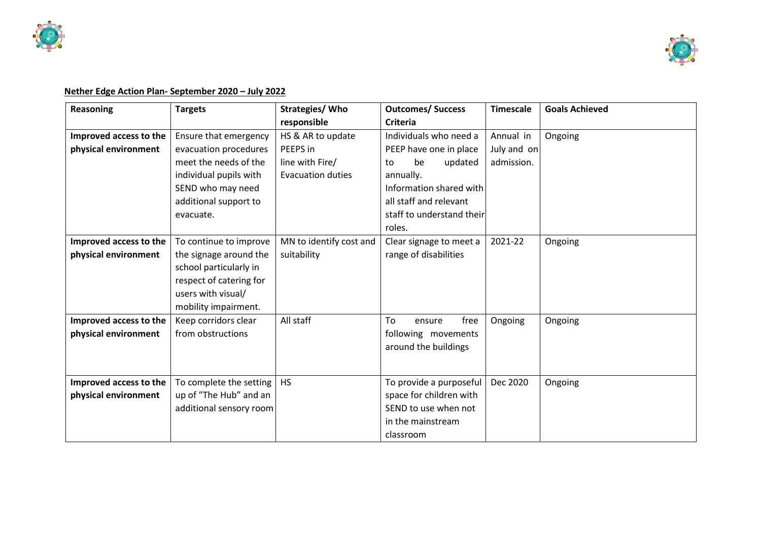**Nether Edge Action Plan- September 2020 – July 2022**

| Reasoning | Targets | Strategies/ Who responsible | Outcomes/ Success Criteria | Timescale | Goals Achieved |
|---|---|---|---|---|---|
| **Improved access to the physical environment** | Ensure that emergency evacuation procedures meet the needs of the individual pupils with SEND who may need additional support to evacuate. | HS & AR to update PEEPS in line with Fire/ Evacuation duties | Individuals who need a PEEP have one in place to be updated annually. Information shared with all staff and relevant staff to understand their roles. | Annual in July and on admission. | Ongoing |
| **Improved access to the physical environment** | To continue to improve the signage around the school particularly in respect of catering for users with visual/ mobility impairment. | MN to identify cost and suitability | Clear signage to meet a range of disabilities | 2021-22 | Ongoing |
| **Improved access to the physical environment** | Keep corridors clear from obstructions | All staff | To ensure free following movements around the buildings | Ongoing | Ongoing |
| **Improved access to the physical environment** | To complete the setting up of "The Hub" and an additional sensory room | HS | To provide a purposeful space for children with SEND to use when not in the mainstream classroom | Dec 2020 | Ongoing |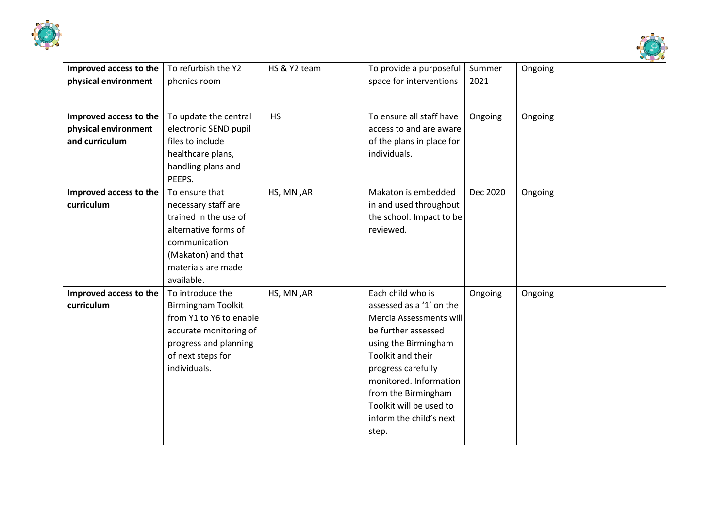| **Improved access to the physical environment** | To refurbish the Y2 phonics room | HS & Y2 team | To provide a purposeful space for interventions | Summer 2021 | Ongoing |
|---|---|---|---|---|---|
| **Improved access to the physical environment and curriculum** | To update the central electronic SEND pupil files to include healthcare plans, handling plans and PEEPS. | HS | To ensure all staff have access to and are aware of the plans in place for individuals. | Ongoing | Ongoing |
| **Improved access to the curriculum** | To ensure that necessary staff are trained in the use of alternative forms of communication (Makaton) and that materials are made available. | HS, MN ,AR | Makaton is embedded in and used throughout the school. Impact to be reviewed. | Dec 2020 | Ongoing |
| **Improved access to the curriculum** | To introduce the Birmingham Toolkit from Y1 to Y6 to enable accurate monitoring of progress and planning of next steps for individuals. | HS, MN ,AR | Each child who is assessed as a '1' on the Mercia Assessments will be further assessed using the Birmingham Toolkit and their progress carefully monitored. Information from the Birmingham Toolkit will be used to inform the child's next step. | Ongoing | Ongoing |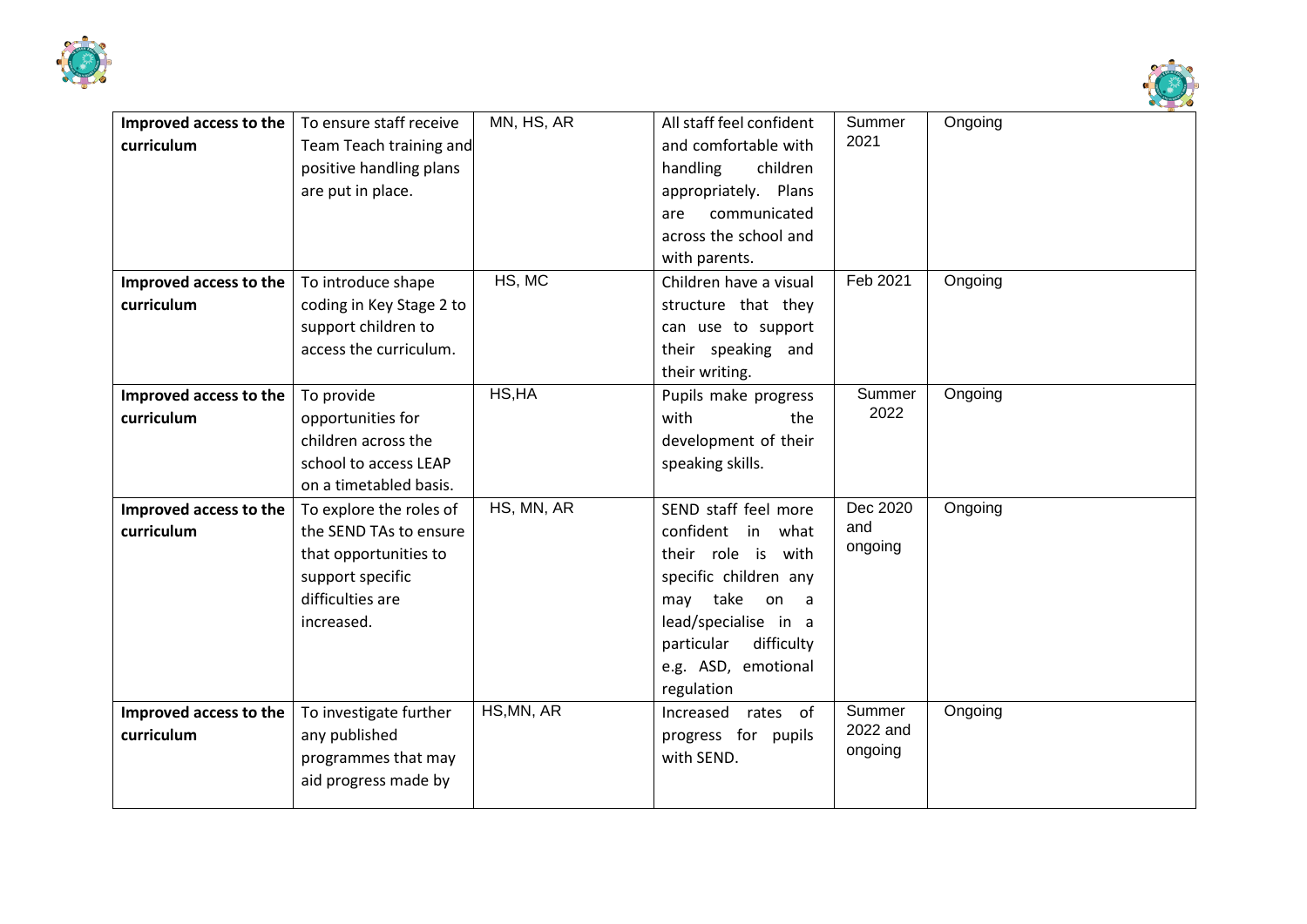| | | | | | |
|---|---|---|---|---|---|
| **Improved access to the curriculum** | To ensure staff receive Team Teach training and positive handling plans are put in place. | MN, HS, AR | All staff feel confident and comfortable with handling children appropriately. Plans are communicated across the school and with parents. | Summer 2021 | Ongoing |
| **Improved access to the curriculum** | To introduce shape coding in Key Stage 2 to support children to access the curriculum. | HS, MC | Children have a visual structure that they can use to support their speaking and their writing. | Feb 2021 | Ongoing |
| **Improved access to the curriculum** | To provide opportunities for children across the school to access LEAP on a timetabled basis. | HS,HA | Pupils make progress with the development of their speaking skills. | Summer 2022 | Ongoing |
| **Improved access to the curriculum** | To explore the roles of the SEND TAs to ensure that opportunities to support specific difficulties are increased. | HS, MN, AR | SEND staff feel more confident in what their role is with specific children any may take on a lead/specialise in a particular difficulty e.g. ASD, emotional regulation | Dec 2020 and ongoing | Ongoing |
| **Improved access to the curriculum** | To investigate further any published programmes that may aid progress made by | HS,MN, AR | Increased rates of progress for pupils with SEND. | Summer 2022 and ongoing | Ongoing |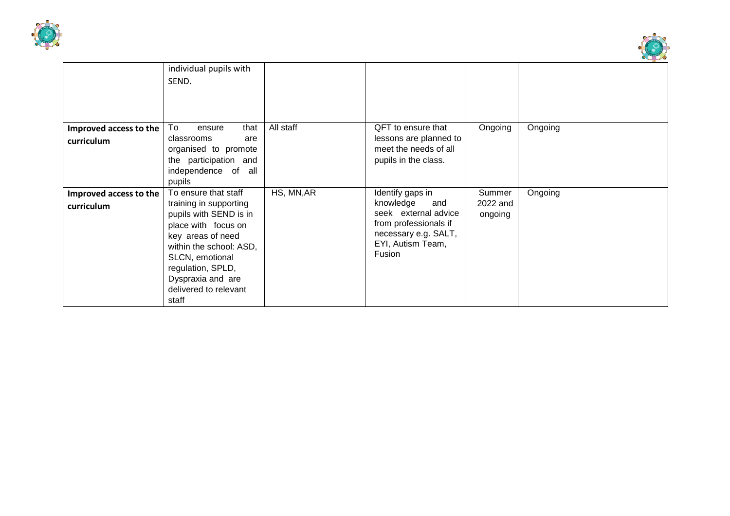| | | | | | |
|---|---|---|---|---|---|
| | individual pupils with SEND. | | | | |
| **Improved access to the curriculum** | To ensure that classrooms are organised to promote the participation and independence of all pupils | All staff | QFT to ensure that lessons are planned to meet the needs of all pupils in the class. | Ongoing | Ongoing |
| **Improved access to the curriculum** | To ensure that staff training in supporting pupils with SEND is in place with focus on key areas of need within the school: ASD, SLCN, emotional regulation, SPLD, Dyspraxia and are delivered to relevant staff | HS, MN,AR | Identify gaps in knowledge and seek external advice from professionals if necessary e.g. SALT, EYI, Autism Team, Fusion | Summer 2022 and ongoing | Ongoing |